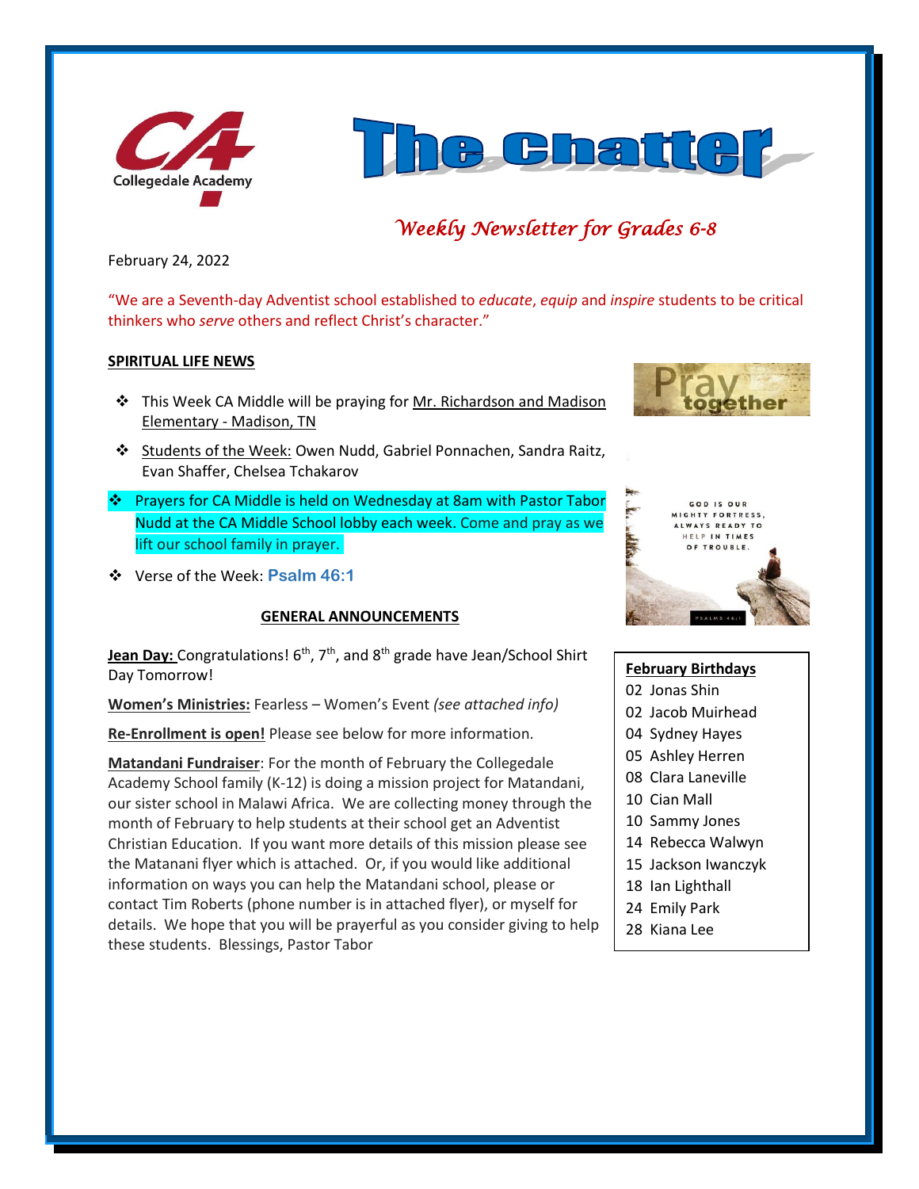Collegedale Academy

# The Chatter

*Weekly Newsletter for Grades 6-8*

February 24, 2022

"We are a Seventh-day Adventist school established to *educate*, *equip* and *inspire* students to be critical thinkers who *serve* others and reflect Christ's character."

## SPIRITUAL LIFE NEWS

- This Week CA Middle will be praying for Mr. Richardson and Madison Elementary - Madison, TN
- Students of the Week: Owen Nudd, Gabriel Ponnachen, Sandra Raitz, Evan Shaffer, Chelsea Tchakarov
- Prayers for CA Middle is held on Wednesday at 8am with Pastor Tabor Nudd at the CA Middle School lobby each week. Come and pray as we lift our school family in prayer.
- Verse of the Week: **Psalm 46:1**

## GENERAL ANNOUNCEMENTS

**Jean Day:** Congratulations! 6th, 7th, and 8th grade have Jean/School Shirt Day Tomorrow!

**Women's Ministries:** Fearless – Women's Event *(see attached info)*

**Re-Enrollment is open!** Please see below for more information.

**Matandani Fundraiser**: For the month of February the Collegedale Academy School family (K-12) is doing a mission project for Matandani, our sister school in Malawi Africa. We are collecting money through the month of February to help students at their school get an Adventist Christian Education. If you want more details of this mission please see the Matanani flyer which is attached. Or, if you would like additional information on ways you can help the Matandani school, please or contact Tim Roberts (phone number is in attached flyer), or myself for details. We hope that you will be prayerful as you consider giving to help these students. Blessings, Pastor Tabor

**February Birthdays**

02 Jonas Shin
02 Jacob Muirhead
04 Sydney Hayes
05 Ashley Herren
08 Clara Laneville
10 Cian Mall
10 Sammy Jones
14 Rebecca Walwyn
15 Jackson Iwanczyk
18 Ian Lighthall
24 Emily Park
28 Kiana Lee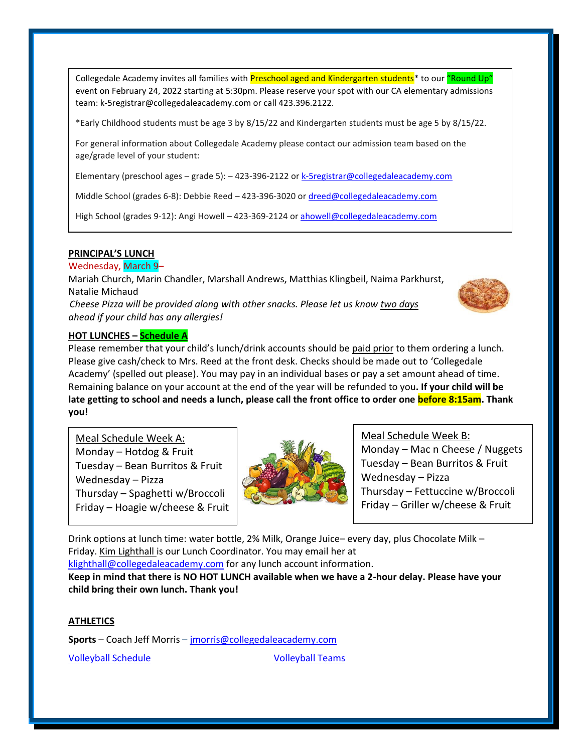Collegedale Academy invites all families with Preschool aged and Kindergarten students* to our "Round Up" event on February 24, 2022 starting at 5:30pm. Please reserve your spot with our CA elementary admissions team: k-5registrar@collegedaleacademy.com or call 423.396.2122.

*Early Childhood students must be age 3 by 8/15/22 and Kindergarten students must be age 5 by 8/15/22.

For general information about Collegedale Academy please contact our admission team based on the age/grade level of your student:

Elementary (preschool ages – grade 5): – 423-396-2122 or k-5registrar@collegedaleacademy.com

Middle School (grades 6-8): Debbie Reed – 423-396-3020 or dreed@collegedaleacademy.com

High School (grades 9-12): Angi Howell – 423-369-2124 or ahowell@collegedaleacademy.com

**PRINCIPAL'S LUNCH**

Wednesday, March 9–

Mariah Church, Marin Chandler, Marshall Andrews, Matthias Klingbeil, Naima Parkhurst, Natalie Michaud

*Cheese Pizza will be provided along with other snacks. Please let us know two days ahead if your child has any allergies!*

**HOT LUNCHES – Schedule A**

Please remember that your child's lunch/drink accounts should be paid prior to them ordering a lunch. Please give cash/check to Mrs. Reed at the front desk. Checks should be made out to 'Collegedale Academy' (spelled out please). You may pay in an individual bases or pay a set amount ahead of time. Remaining balance on your account at the end of the year will be refunded to you**. If your child will be late getting to school and needs a lunch, please call the front office to order one before 8:15am. Thank you!**

Meal Schedule Week A:
Monday – Hotdog & Fruit
Tuesday – Bean Burritos & Fruit
Wednesday – Pizza
Thursday – Spaghetti w/Broccoli
Friday – Hoagie w/cheese & Fruit

Meal Schedule Week B:
Monday – Mac n Cheese / Nuggets
Tuesday – Bean Burritos & Fruit
Wednesday – Pizza
Thursday – Fettuccine w/Broccoli
Friday – Griller w/cheese & Fruit

Drink options at lunch time: water bottle, 2% Milk, Orange Juice– every day, plus Chocolate Milk – Friday. Kim Lighthall is our Lunch Coordinator. You may email her at klighthall@collegedaleacademy.com for any lunch account information.

**Keep in mind that there is NO HOT LUNCH available when we have a 2-hour delay. Please have your child bring their own lunch. Thank you!**

**ATHLETICS**

**Sports** – Coach Jeff Morris – jmorris@collegedaleacademy.com

Volleyball Schedule

Volleyball Teams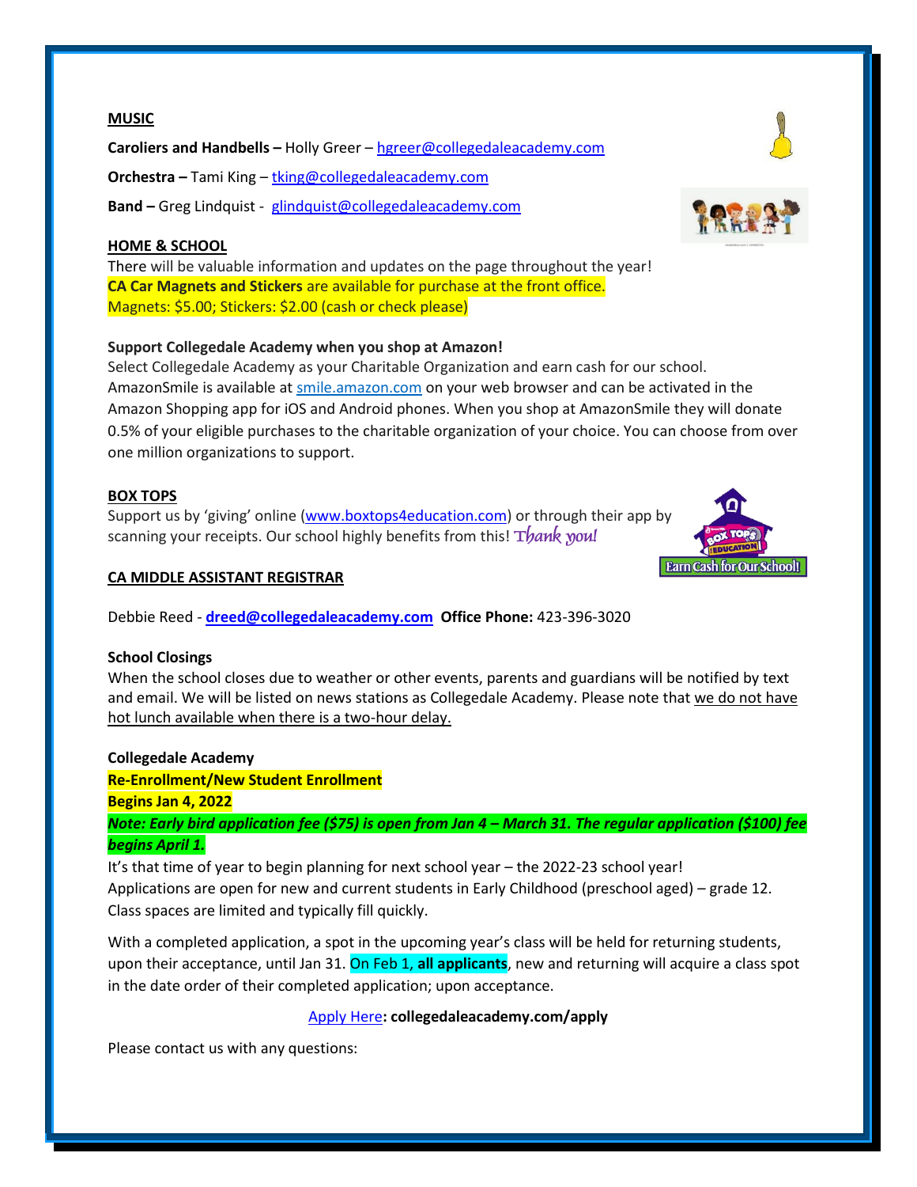**MUSIC**

**Caroliers and Handbells –** Holly Greer – hgreer@collegedaleacademy.com

**Orchestra –** Tami King – tking@collegedaleacademy.com

**Band –** Greg Lindquist - glindquist@collegedaleacademy.com

**HOME & SCHOOL**

There will be valuable information and updates on the page throughout the year!
**CA Car Magnets and Stickers** are available for purchase at the front office.
Magnets: $5.00; Stickers: $2.00 (cash or check please)

**Support Collegedale Academy when you shop at Amazon!**

Select Collegedale Academy as your Charitable Organization and earn cash for our school. AmazonSmile is available at smile.amazon.com on your web browser and can be activated in the Amazon Shopping app for iOS and Android phones. When you shop at AmazonSmile they will donate 0.5% of your eligible purchases to the charitable organization of your choice. You can choose from over one million organizations to support.

**BOX TOPS**

Support us by 'giving' online (www.boxtops4education.com) or through their app by scanning your receipts. Our school highly benefits from this! *Thank you!*

**CA MIDDLE ASSISTANT REGISTRAR**

Debbie Reed - **dreed@collegedaleacademy.com** **Office Phone:** 423-396-3020

**School Closings**

When the school closes due to weather or other events, parents and guardians will be notified by text and email. We will be listed on news stations as Collegedale Academy. Please note that we do not have hot lunch available when there is a two-hour delay.

**Collegedale Academy**

**Re-Enrollment/New Student Enrollment**

**Begins Jan 4, 2022**

***Note: Early bird application fee ($75) is open from Jan 4 – March 31. The regular application ($100) fee begins April 1.***

It's that time of year to begin planning for next school year – the 2022-23 school year!
Applications are open for new and current students in Early Childhood (preschool aged) – grade 12. Class spaces are limited and typically fill quickly.

With a completed application, a spot in the upcoming year's class will be held for returning students, upon their acceptance, until Jan 31. On Feb 1, **all applicants**, new and returning will acquire a class spot in the date order of their completed application; upon acceptance.

Apply Here**: collegedaleacademy.com/apply**

Please contact us with any questions: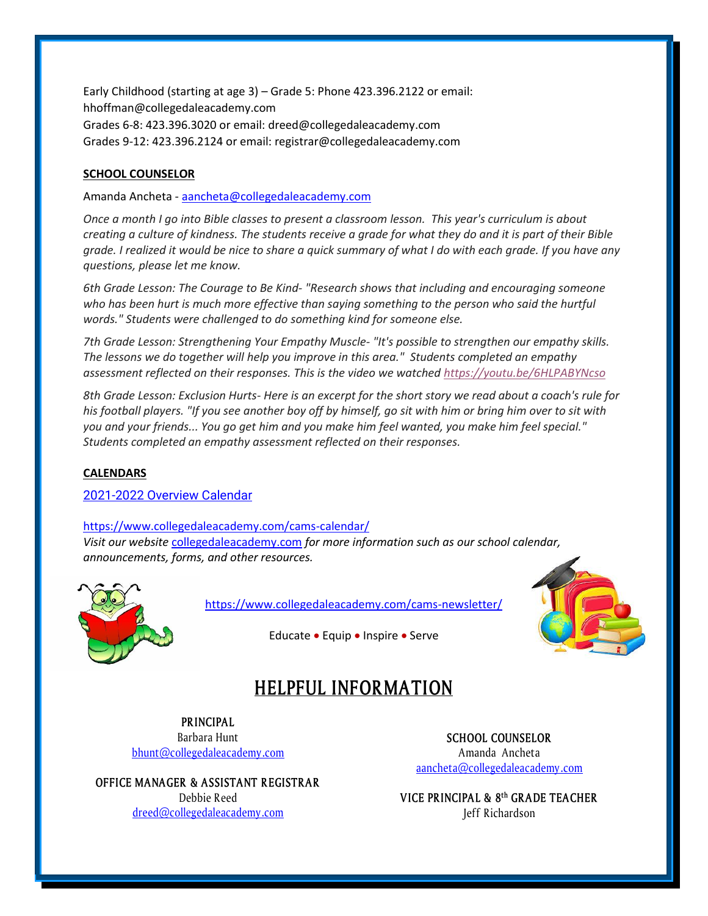Early Childhood (starting at age 3) – Grade 5: Phone 423.396.2122 or email: hhoffman@collegedaleacademy.com
Grades 6-8: 423.396.3020 or email: dreed@collegedaleacademy.com
Grades 9-12: 423.396.2124 or email: registrar@collegedaleacademy.com

**SCHOOL COUNSELOR**

Amanda Ancheta - aancheta@collegedaleacademy.com

*Once a month I go into Bible classes to present a classroom lesson. This year's curriculum is about creating a culture of kindness. The students receive a grade for what they do and it is part of their Bible grade. I realized it would be nice to share a quick summary of what I do with each grade. If you have any questions, please let me know.*

*6th Grade Lesson: The Courage to Be Kind- "Research shows that including and encouraging someone who has been hurt is much more effective than saying something to the person who said the hurtful words." Students were challenged to do something kind for someone else.*

*7th Grade Lesson: Strengthening Your Empathy Muscle- "It's possible to strengthen our empathy skills. The lessons we do together will help you improve in this area." Students completed an empathy assessment reflected on their responses. This is the video we watched https://youtu.be/6HLPABYNcso*

*8th Grade Lesson: Exclusion Hurts- Here is an excerpt for the short story we read about a coach's rule for his football players. "If you see another boy off by himself, go sit with him or bring him over to sit with you and your friends... You go get him and you make him feel wanted, you make him feel special." Students completed an empathy assessment reflected on their responses.*

**CALENDARS**

2021-2022 Overview Calendar

https://www.collegedaleacademy.com/cams-calendar/
*Visit our website* collegedaleacademy.com *for more information such as our school calendar, announcements, forms, and other resources.*

https://www.collegedaleacademy.com/cams-newsletter/

Educate • Equip • Inspire • Serve

# HELPFUL INFORMATION

**PRINCIPAL**
Barbara Hunt
bhunt@collegedaleacademy.com

**SCHOOL COUNSELOR**
Amanda Ancheta
aancheta@collegedaleacademy.com

**OFFICE MANAGER & ASSISTANT REGISTRAR**
Debbie Reed
dreed@collegedaleacademy.com

**VICE PRINCIPAL & 8th GRADE TEACHER**
Jeff Richardson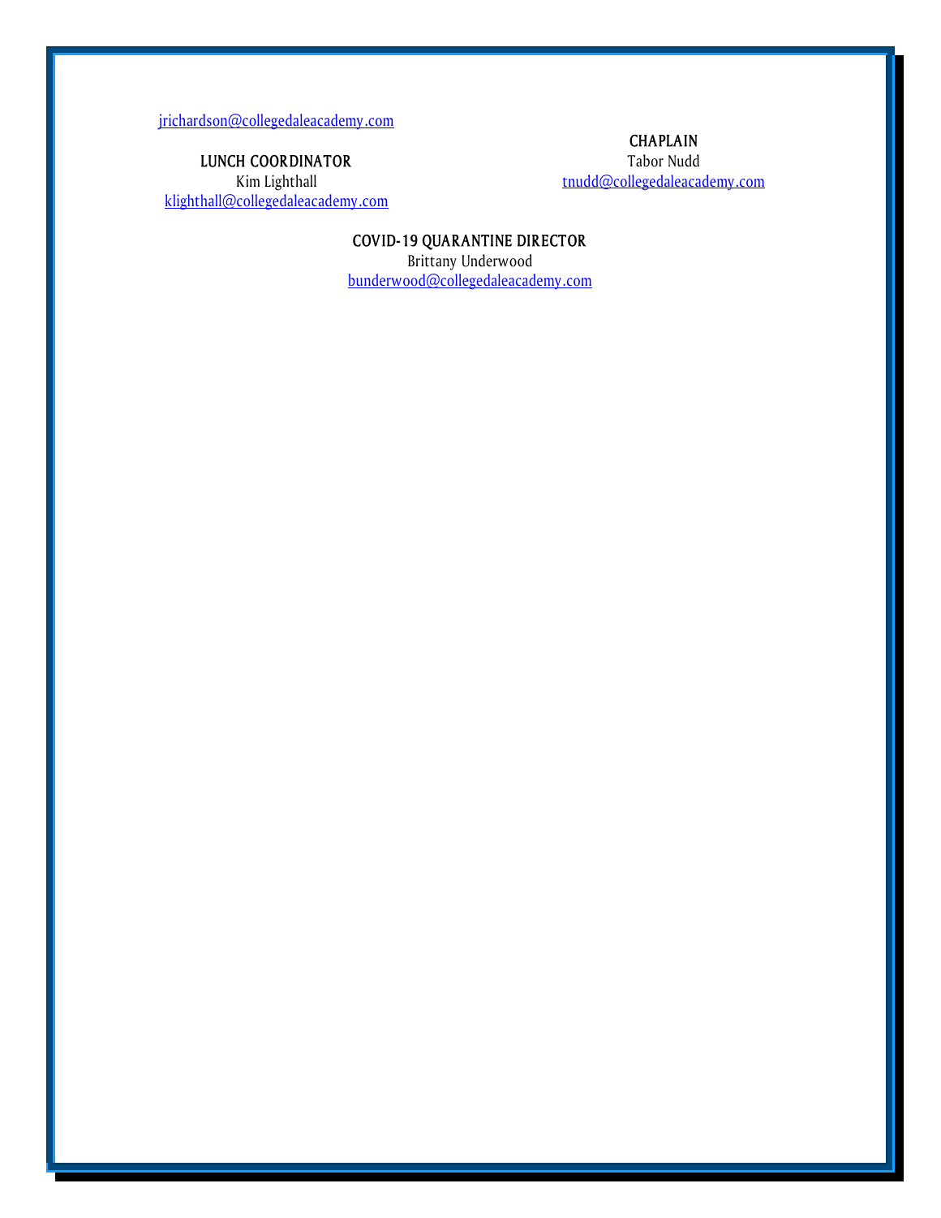jrichardson@collegedaleacademy.com

**LUNCH COORDINATOR**
Kim Lighthall
klighthall@collegedaleacademy.com

**CHAPLAIN**
Tabor Nudd
tnudd@collegedaleacademy.com

**COVID-19 QUARANTINE DIRECTOR**
Brittany Underwood
bunderwood@collegedaleacademy.com